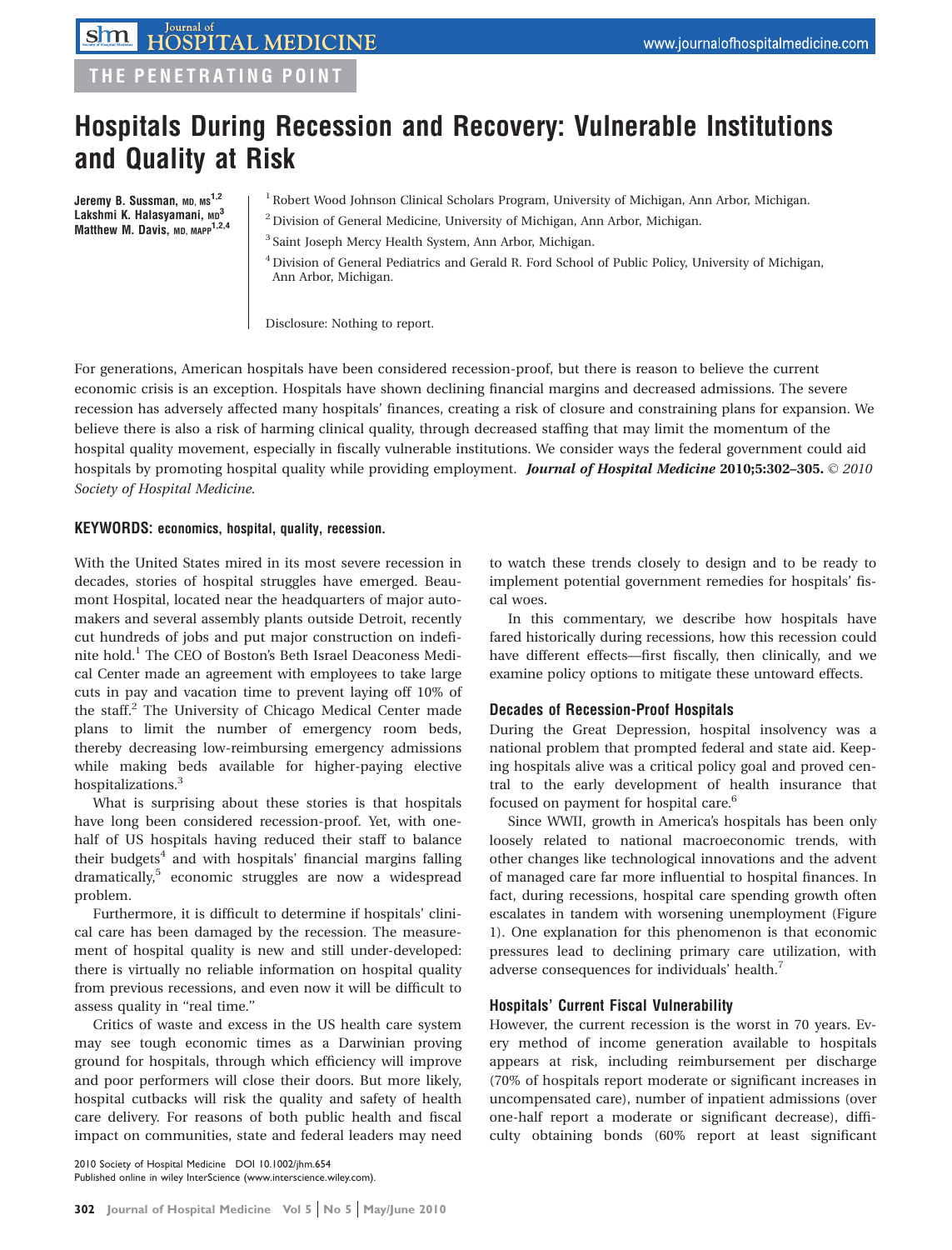THE PENETRATING POINT

# Hospitals During Recession and Recovery: Vulnerable Institutions and Quality at Risk

**Jeremy B. Sussman, MD, MS[1,2]**
**Lakshmi K. Halasyamani, MD[3]**
**Matthew M. Davis, MD, MAPP[1,2,4]**

[1] Robert Wood Johnson Clinical Scholars Program, University of Michigan, Ann Arbor, Michigan.

[2] Division of General Medicine, University of Michigan, Ann Arbor, Michigan.

[3] Saint Joseph Mercy Health System, Ann Arbor, Michigan.

[4] Division of General Pediatrics and Gerald R. Ford School of Public Policy, University of Michigan, Ann Arbor, Michigan.

Disclosure: Nothing to report.

For generations, American hospitals have been considered recession-proof, but there is reason to believe the current economic crisis is an exception. Hospitals have shown declining financial margins and decreased admissions. The severe recession has adversely affected many hospitals' finances, creating a risk of closure and constraining plans for expansion. We believe there is also a risk of harming clinical quality, through decreased staffing that may limit the momentum of the hospital quality movement, especially in fiscally vulnerable institutions. We consider ways the federal government could aid hospitals by promoting hospital quality while providing employment. ***Journal of Hospital Medicine*** **2010;5:302–305.** *© 2010 Society of Hospital Medicine.*

**KEYWORDS:** economics, hospital, quality, recession.

With the United States mired in its most severe recession in decades, stories of hospital struggles have emerged. Beaumont Hospital, located near the headquarters of major automakers and several assembly plants outside Detroit, recently cut hundreds of jobs and put major construction on indefinite hold.[1] The CEO of Boston's Beth Israel Deaconess Medical Center made an agreement with employees to take large cuts in pay and vacation time to prevent laying off 10% of the staff.[2] The University of Chicago Medical Center made plans to limit the number of emergency room beds, thereby decreasing low-reimbursing emergency admissions while making beds available for higher-paying elective hospitalizations.[3]

What is surprising about these stories is that hospitals have long been considered recession-proof. Yet, with one-half of US hospitals having reduced their staff to balance their budgets[4] and with hospitals' financial margins falling dramatically,[5] economic struggles are now a widespread problem.

Furthermore, it is difficult to determine if hospitals' clinical care has been damaged by the recession. The measurement of hospital quality is new and still under-developed: there is virtually no reliable information on hospital quality from previous recessions, and even now it will be difficult to assess quality in "real time."

Critics of waste and excess in the US health care system may see tough economic times as a Darwinian proving ground for hospitals, through which efficiency will improve and poor performers will close their doors. But more likely, hospital cutbacks will risk the quality and safety of health care delivery. For reasons of both public health and fiscal impact on communities, state and federal leaders may need to watch these trends closely to design and to be ready to implement potential government remedies for hospitals' fiscal woes.

In this commentary, we describe how hospitals have fared historically during recessions, how this recession could have different effects—first fiscally, then clinically, and we examine policy options to mitigate these untoward effects.

### Decades of Recession-Proof Hospitals

During the Great Depression, hospital insolvency was a national problem that prompted federal and state aid. Keeping hospitals alive was a critical policy goal and proved central to the early development of health insurance that focused on payment for hospital care.[6]

Since WWII, growth in America's hospitals has been only loosely related to national macroeconomic trends, with other changes like technological innovations and the advent of managed care far more influential to hospital finances. In fact, during recessions, hospital care spending growth often escalates in tandem with worsening unemployment (Figure 1). One explanation for this phenomenon is that economic pressures lead to declining primary care utilization, with adverse consequences for individuals' health.[7]

### Hospitals' Current Fiscal Vulnerability

However, the current recession is the worst in 70 years. Every method of income generation available to hospitals appears at risk, including reimbursement per discharge (70% of hospitals report moderate or significant increases in uncompensated care), number of inpatient admissions (over one-half report a moderate or significant decrease), difficulty obtaining bonds (60% report at least significant

2010 Society of Hospital Medicine DOI 10.1002/jhm.654
Published online in wiley InterScience (www.interscience.wiley.com).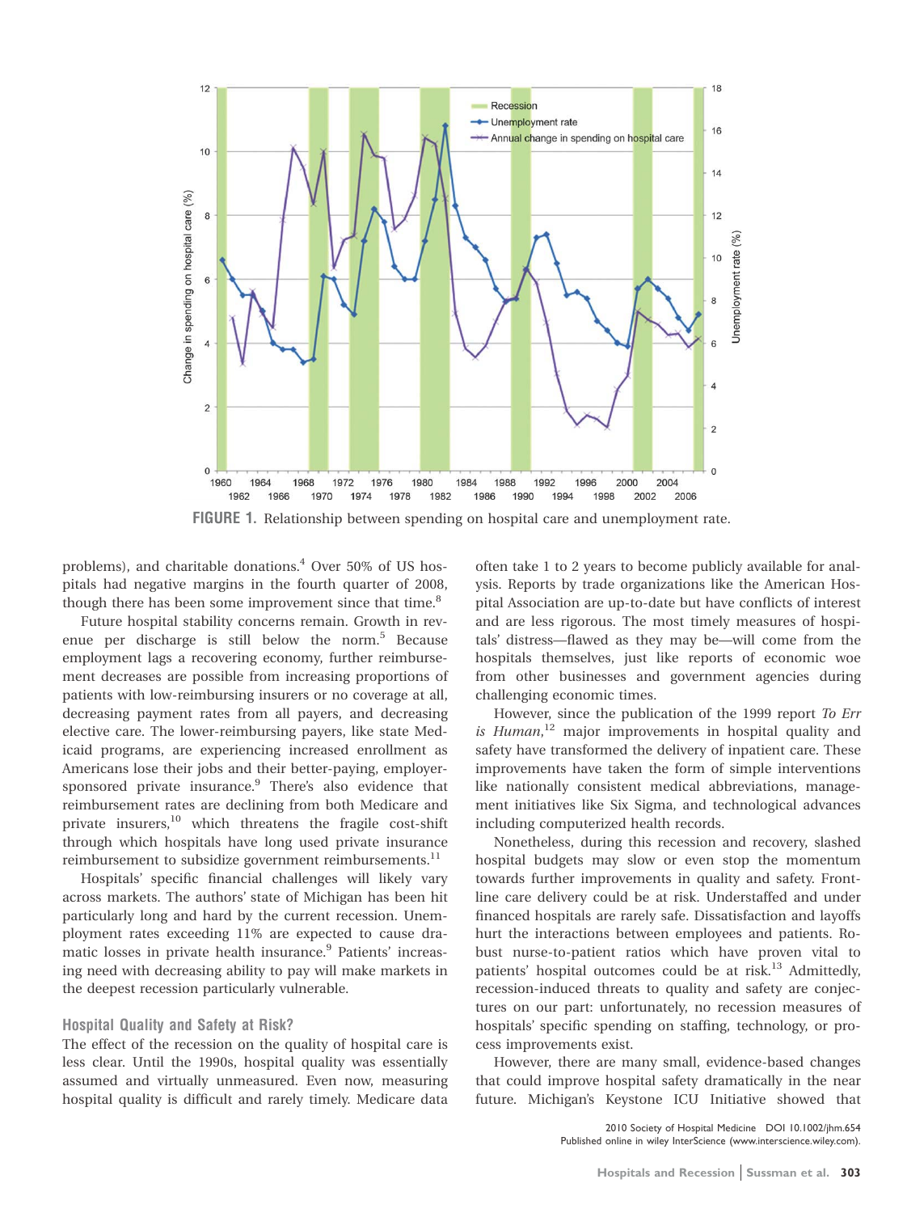FIGURE 1. Relationship between spending on hospital care and unemployment rate.

problems), and charitable donations.[4] Over 50% of US hospitals had negative margins in the fourth quarter of 2008, though there has been some improvement since that time.[8]

Future hospital stability concerns remain. Growth in revenue per discharge is still below the norm.[5] Because employment lags a recovering economy, further reimbursement decreases are possible from increasing proportions of patients with low-reimbursing insurers or no coverage at all, decreasing payment rates from all payers, and decreasing elective care. The lower-reimbursing payers, like state Medicaid programs, are experiencing increased enrollment as Americans lose their jobs and their better-paying, employer-sponsored private insurance.[9] There's also evidence that reimbursement rates are declining from both Medicare and private insurers,[10] which threatens the fragile cost-shift through which hospitals have long used private insurance reimbursement to subsidize government reimbursements.[11]

Hospitals' specific financial challenges will likely vary across markets. The authors' state of Michigan has been hit particularly long and hard by the current recession. Unemployment rates exceeding 11% are expected to cause dramatic losses in private health insurance.[9] Patients' increasing need with decreasing ability to pay will make markets in the deepest recession particularly vulnerable.

### Hospital Quality and Safety at Risk?

The effect of the recession on the quality of hospital care is less clear. Until the 1990s, hospital quality was essentially assumed and virtually unmeasured. Even now, measuring hospital quality is difficult and rarely timely. Medicare data often take 1 to 2 years to become publicly available for analysis. Reports by trade organizations like the American Hospital Association are up-to-date but have conflicts of interest and are less rigorous. The most timely measures of hospitals' distress—flawed as they may be—will come from the hospitals themselves, just like reports of economic woe from other businesses and government agencies during challenging economic times.

However, since the publication of the 1999 report *To Err is Human*,[12] major improvements in hospital quality and safety have transformed the delivery of inpatient care. These improvements have taken the form of simple interventions like nationally consistent medical abbreviations, management initiatives like Six Sigma, and technological advances including computerized health records.

Nonetheless, during this recession and recovery, slashed hospital budgets may slow or even stop the momentum towards further improvements in quality and safety. Frontline care delivery could be at risk. Understaffed and under financed hospitals are rarely safe. Dissatisfaction and layoffs hurt the interactions between employees and patients. Robust nurse-to-patient ratios which have proven vital to patients' hospital outcomes could be at risk.[13] Admittedly, recession-induced threats to quality and safety are conjectures on our part: unfortunately, no recession measures of hospitals' specific spending on staffing, technology, or process improvements exist.

However, there are many small, evidence-based changes that could improve hospital safety dramatically in the near future. Michigan's Keystone ICU Initiative showed that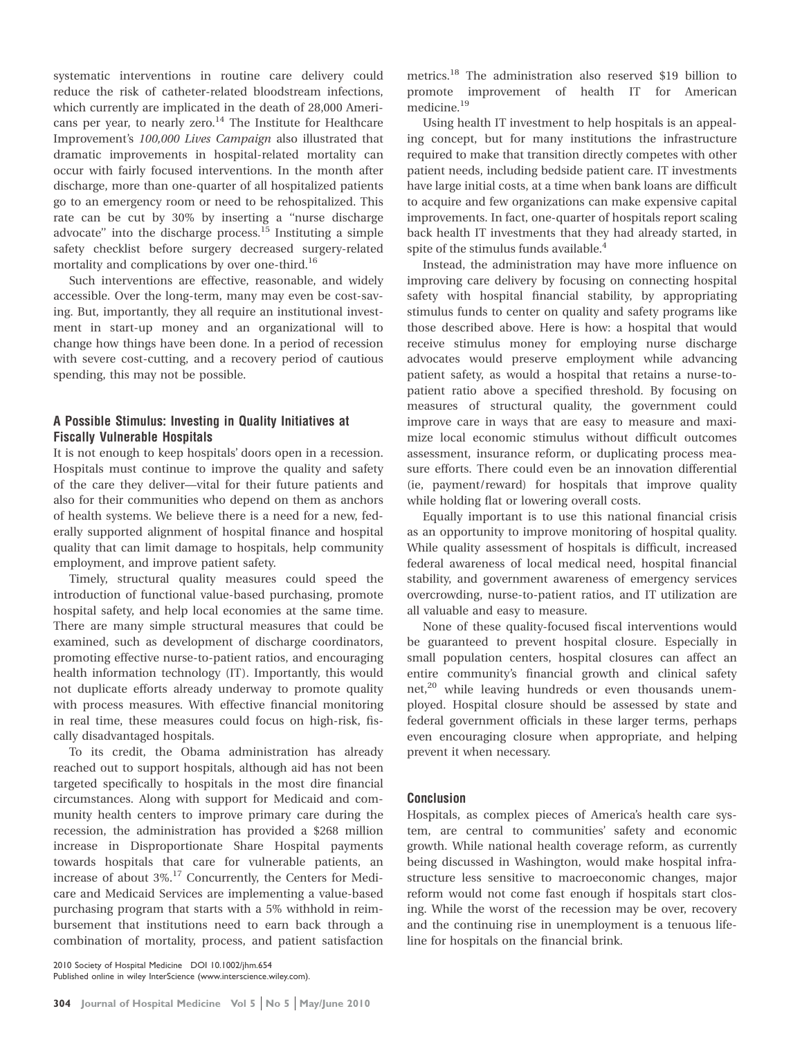systematic interventions in routine care delivery could reduce the risk of catheter-related bloodstream infections, which currently are implicated in the death of 28,000 Americans per year, to nearly zero.[14] The Institute for Healthcare Improvement's *100,000 Lives Campaign* also illustrated that dramatic improvements in hospital-related mortality can occur with fairly focused interventions. In the month after discharge, more than one-quarter of all hospitalized patients go to an emergency room or need to be rehospitalized. This rate can be cut by 30% by inserting a "nurse discharge advocate" into the discharge process.[15] Instituting a simple safety checklist before surgery decreased surgery-related mortality and complications by over one-third.[16]

Such interventions are effective, reasonable, and widely accessible. Over the long-term, many may even be cost-saving. But, importantly, they all require an institutional investment in start-up money and an organizational will to change how things have been done. In a period of recession with severe cost-cutting, and a recovery period of cautious spending, this may not be possible.

### A Possible Stimulus: Investing in Quality Initiatives at Fiscally Vulnerable Hospitals

It is not enough to keep hospitals' doors open in a recession. Hospitals must continue to improve the quality and safety of the care they deliver—vital for their future patients and also for their communities who depend on them as anchors of health systems. We believe there is a need for a new, federally supported alignment of hospital finance and hospital quality that can limit damage to hospitals, help community employment, and improve patient safety.

Timely, structural quality measures could speed the introduction of functional value-based purchasing, promote hospital safety, and help local economies at the same time. There are many simple structural measures that could be examined, such as development of discharge coordinators, promoting effective nurse-to-patient ratios, and encouraging health information technology (IT). Importantly, this would not duplicate efforts already underway to promote quality with process measures. With effective financial monitoring in real time, these measures could focus on high-risk, fiscally disadvantaged hospitals.

To its credit, the Obama administration has already reached out to support hospitals, although aid has not been targeted specifically to hospitals in the most dire financial circumstances. Along with support for Medicaid and community health centers to improve primary care during the recession, the administration has provided a $268 million increase in Disproportionate Share Hospital payments towards hospitals that care for vulnerable patients, an increase of about 3%.[17] Concurrently, the Centers for Medicare and Medicaid Services are implementing a value-based purchasing program that starts with a 5% withhold in reimbursement that institutions need to earn back through a combination of mortality, process, and patient satisfaction metrics.[18] The administration also reserved $19 billion to promote improvement of health IT for American medicine.[19]

Using health IT investment to help hospitals is an appealing concept, but for many institutions the infrastructure required to make that transition directly competes with other patient needs, including bedside patient care. IT investments have large initial costs, at a time when bank loans are difficult to acquire and few organizations can make expensive capital improvements. In fact, one-quarter of hospitals report scaling back health IT investments that they had already started, in spite of the stimulus funds available.[4]

Instead, the administration may have more influence on improving care delivery by focusing on connecting hospital safety with hospital financial stability, by appropriating stimulus funds to center on quality and safety programs like those described above. Here is how: a hospital that would receive stimulus money for employing nurse discharge advocates would preserve employment while advancing patient safety, as would a hospital that retains a nurse-to-patient ratio above a specified threshold. By focusing on measures of structural quality, the government could improve care in ways that are easy to measure and maximize local economic stimulus without difficult outcomes assessment, insurance reform, or duplicating process measure efforts. There could even be an innovation differential (ie, payment/reward) for hospitals that improve quality while holding flat or lowering overall costs.

Equally important is to use this national financial crisis as an opportunity to improve monitoring of hospital quality. While quality assessment of hospitals is difficult, increased federal awareness of local medical need, hospital financial stability, and government awareness of emergency services overcrowding, nurse-to-patient ratios, and IT utilization are all valuable and easy to measure.

None of these quality-focused fiscal interventions would be guaranteed to prevent hospital closure. Especially in small population centers, hospital closures can affect an entire community's financial growth and clinical safety net,[20] while leaving hundreds or even thousands unemployed. Hospital closure should be assessed by state and federal government officials in these larger terms, perhaps even encouraging closure when appropriate, and helping prevent it when necessary.

### Conclusion

Hospitals, as complex pieces of America's health care system, are central to communities' safety and economic growth. While national health coverage reform, as currently being discussed in Washington, would make hospital infrastructure less sensitive to macroeconomic changes, major reform would not come fast enough if hospitals start closing. While the worst of the recession may be over, recovery and the continuing rise in unemployment is a tenuous lifeline for hospitals on the financial brink.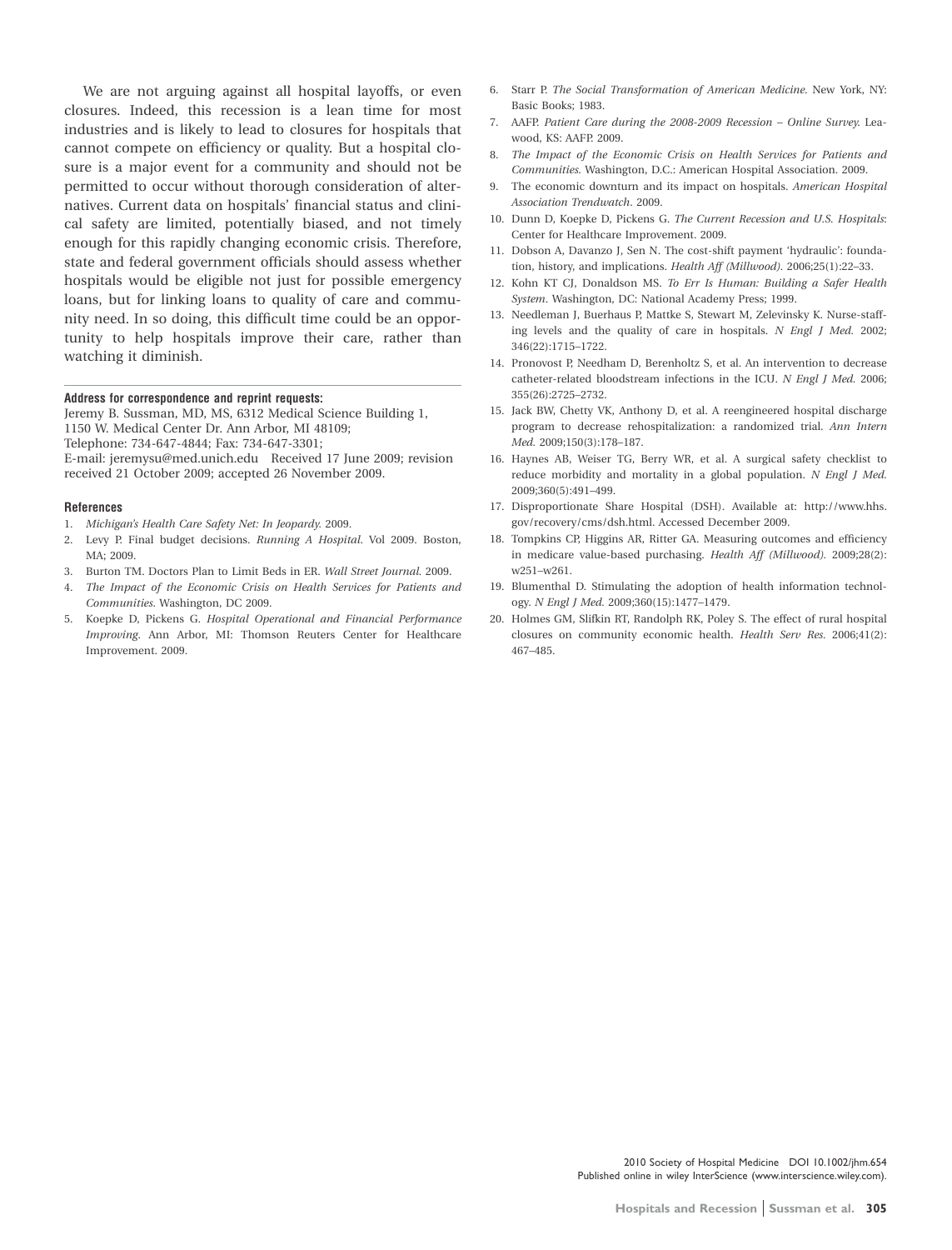We are not arguing against all hospital layoffs, or even closures. Indeed, this recession is a lean time for most industries and is likely to lead to closures for hospitals that cannot compete on efficiency or quality. But a hospital closure is a major event for a community and should not be permitted to occur without thorough consideration of alternatives. Current data on hospitals' financial status and clinical safety are limited, potentially biased, and not timely enough for this rapidly changing economic crisis. Therefore, state and federal government officials should assess whether hospitals would be eligible not just for possible emergency loans, but for linking loans to quality of care and community need. In so doing, this difficult time could be an opportunity to help hospitals improve their care, rather than watching it diminish.

**Address for correspondence and reprint requests:**
Jeremy B. Sussman, MD, MS, 6312 Medical Science Building 1, 1150 W. Medical Center Dr. Ann Arbor, MI 48109; Telephone: 734-647-4844; Fax: 734-647-3301; E-mail: jeremysu@med.unich.edu Received 17 June 2009; revision received 21 October 2009; accepted 26 November 2009.

### References

1. *Michigan's Health Care Safety Net: In Jeopardy.* 2009.
2. Levy P. Final budget decisions. *Running A Hospital*. Vol 2009. Boston, MA; 2009.
3. Burton TM. Doctors Plan to Limit Beds in ER. *Wall Street Journal.* 2009.
4. *The Impact of the Economic Crisis on Health Services for Patients and Communities*. Washington, DC 2009.
5. Koepke D, Pickens G. *Hospital Operational and Financial Performance Improving*. Ann Arbor, MI: Thomson Reuters Center for Healthcare Improvement. 2009.
6. Starr P. *The Social Transformation of American Medicine*. New York, NY: Basic Books; 1983.
7. AAFP. *Patient Care during the 2008-2009 Recession – Online Survey.* Leawood, KS: AAFP. 2009.
8. *The Impact of the Economic Crisis on Health Services for Patients and Communities*. Washington, D.C.: American Hospital Association. 2009.
9. The economic downturn and its impact on hospitals. *American Hospital Association Trendwatch*. 2009.
10. Dunn D, Koepke D, Pickens G. *The Current Recession and U.S. Hospitals*: Center for Healthcare Improvement. 2009.
11. Dobson A, Davanzo J, Sen N. The cost-shift payment 'hydraulic': foundation, history, and implications. *Health Aff (Millwood)*. 2006;25(1):22–33.
12. Kohn KT CJ, Donaldson MS. *To Err Is Human: Building a Safer Health System*. Washington, DC: National Academy Press; 1999.
13. Needleman J, Buerhaus P, Mattke S, Stewart M, Zelevinsky K. Nurse-staffing levels and the quality of care in hospitals. *N Engl J Med.* 2002; 346(22):1715–1722.
14. Pronovost P, Needham D, Berenholtz S, et al. An intervention to decrease catheter-related bloodstream infections in the ICU. *N Engl J Med.* 2006; 355(26):2725–2732.
15. Jack BW, Chetty VK, Anthony D, et al. A reengineered hospital discharge program to decrease rehospitalization: a randomized trial. *Ann Intern Med.* 2009;150(3):178–187.
16. Haynes AB, Weiser TG, Berry WR, et al. A surgical safety checklist to reduce morbidity and mortality in a global population. *N Engl J Med.* 2009;360(5):491–499.
17. Disproportionate Share Hospital (DSH). Available at: http://www.hhs.gov/recovery/cms/dsh.html. Accessed December 2009.
18. Tompkins CP, Higgins AR, Ritter GA. Measuring outcomes and efficiency in medicare value-based purchasing. *Health Aff (Millwood)*. 2009;28(2): w251–w261.
19. Blumenthal D. Stimulating the adoption of health information technology. *N Engl J Med.* 2009;360(15):1477–1479.
20. Holmes GM, Slifkin RT, Randolph RK, Poley S. The effect of rural hospital closures on community economic health. *Health Serv Res.* 2006;41(2): 467–485.